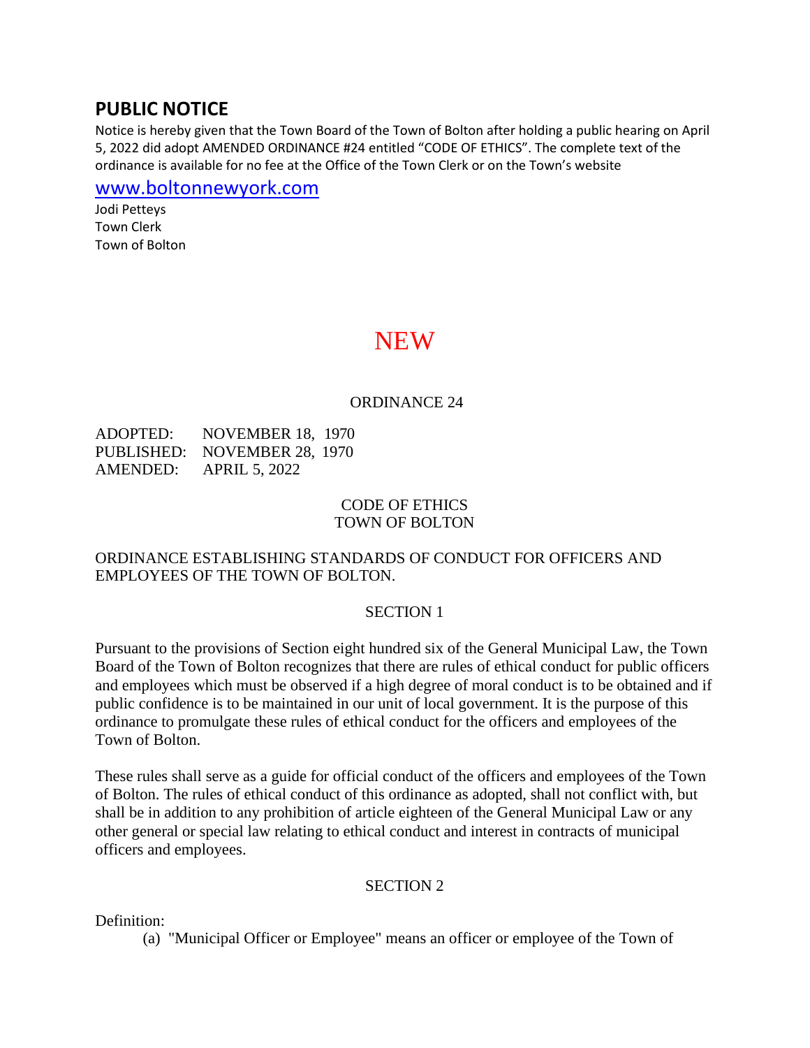## PUBLIC NOTICE

Notice is hereby given that the Town Board of the Town of Bolton after holding a public hearing on April 5, 2022 did adopt AMENDED ORDINANCE #24 entitled "CODE OF ETHICS". The complete text of the ordinance is available for no fee at the Office of the Town Clerk or on the Town's website

www.boltonnewyork.com

Jodi Petteys
Town Clerk
Town of Bolton

# NEW

ORDINANCE 24

ADOPTED: NOVEMBER 18, 1970
PUBLISHED: NOVEMBER 28, 1970
AMENDED: APRIL 5, 2022

CODE OF ETHICS
TOWN OF BOLTON

ORDINANCE ESTABLISHING STANDARDS OF CONDUCT FOR OFFICERS AND EMPLOYEES OF THE TOWN OF BOLTON.

SECTION 1

Pursuant to the provisions of Section eight hundred six of the General Municipal Law, the Town Board of the Town of Bolton recognizes that there are rules of ethical conduct for public officers and employees which must be observed if a high degree of moral conduct is to be obtained and if public confidence is to be maintained in our unit of local government. It is the purpose of this ordinance to promulgate these rules of ethical conduct for the officers and employees of the Town of Bolton.

These rules shall serve as a guide for official conduct of the officers and employees of the Town of Bolton. The rules of ethical conduct of this ordinance as adopted, shall not conflict with, but shall be in addition to any prohibition of article eighteen of the General Municipal Law or any other general or special law relating to ethical conduct and interest in contracts of municipal officers and employees.

SECTION 2

Definition:

(a) "Municipal Officer or Employee" means an officer or employee of the Town of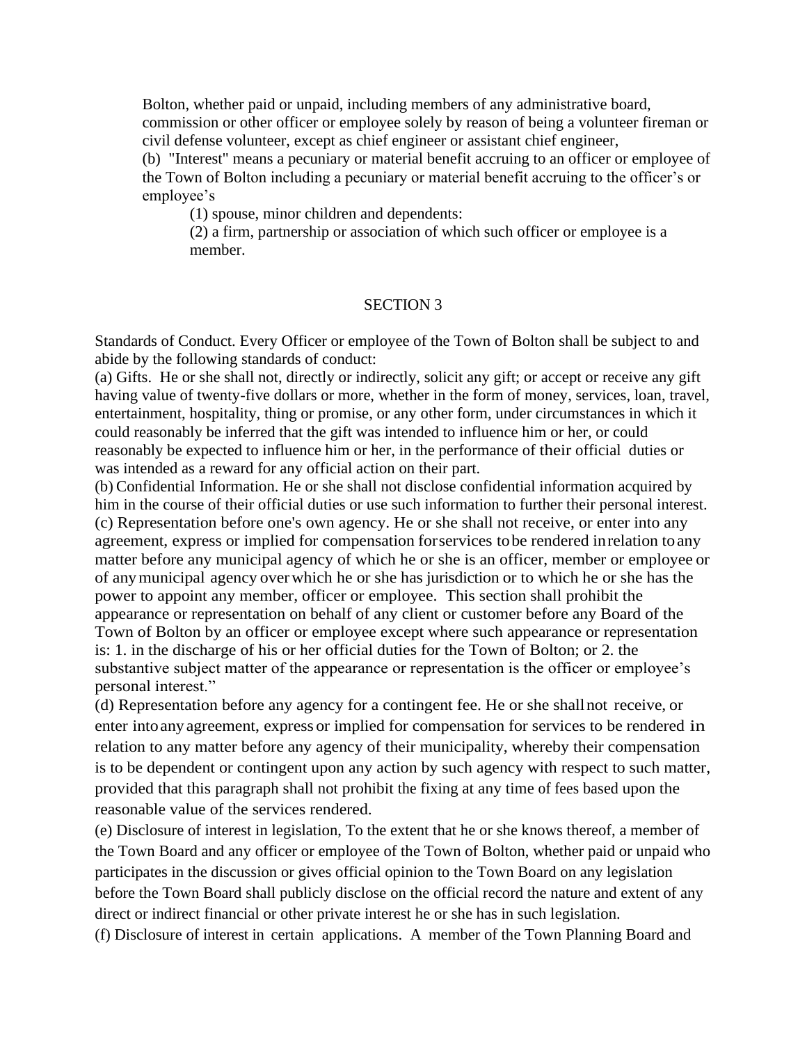Bolton, whether paid or unpaid, including members of any administrative board, commission or other officer or employee solely by reason of being a volunteer fireman or civil defense volunteer, except as chief engineer or assistant chief engineer,

(b) "Interest" means a pecuniary or material benefit accruing to an officer or employee of the Town of Bolton including a pecuniary or material benefit accruing to the officer's or employee's

(1) spouse, minor children and dependents:

(2) a firm, partnership or association of which such officer or employee is a member.

## SECTION 3

Standards of Conduct. Every Officer or employee of the Town of Bolton shall be subject to and abide by the following standards of conduct:

(a) Gifts. He or she shall not, directly or indirectly, solicit any gift; or accept or receive any gift having value of twenty-five dollars or more, whether in the form of money, services, loan, travel, entertainment, hospitality, thing or promise, or any other form, under circumstances in which it could reasonably be inferred that the gift was intended to influence him or her, or could reasonably be expected to influence him or her, in the performance of their official duties or was intended as a reward for any official action on their part.

(b) Confidential Information. He or she shall not disclose confidential information acquired by him in the course of their official duties or use such information to further their personal interest.

(c) Representation before one's own agency. He or she shall not receive, or enter into any agreement, express or implied for compensation forservices tobe rendered inrelation to any matter before any municipal agency of which he or she is an officer, member or employee or of any municipal agency over which he or she has jurisdiction or to which he or she has the power to appoint any member, officer or employee. This section shall prohibit the appearance or representation on behalf of any client or customer before any Board of the Town of Bolton by an officer or employee except where such appearance or representation is: 1. in the discharge of his or her official duties for the Town of Bolton; or 2. the substantive subject matter of the appearance or representation is the officer or employee's personal interest."

(d) Representation before any agency for a contingent fee. He or she shall not receive, or enter into any agreement, express or implied for compensation for services to be rendered in relation to any matter before any agency of their municipality, whereby their compensation is to be dependent or contingent upon any action by such agency with respect to such matter, provided that this paragraph shall not prohibit the fixing at any time of fees based upon the reasonable value of the services rendered.

(e) Disclosure of interest in legislation, To the extent that he or she knows thereof, a member of the Town Board and any officer or employee of the Town of Bolton, whether paid or unpaid who participates in the discussion or gives official opinion to the Town Board on any legislation before the Town Board shall publicly disclose on the official record the nature and extent of any direct or indirect financial or other private interest he or she has in such legislation.

(f) Disclosure of interest in certain applications. A member of the Town Planning Board and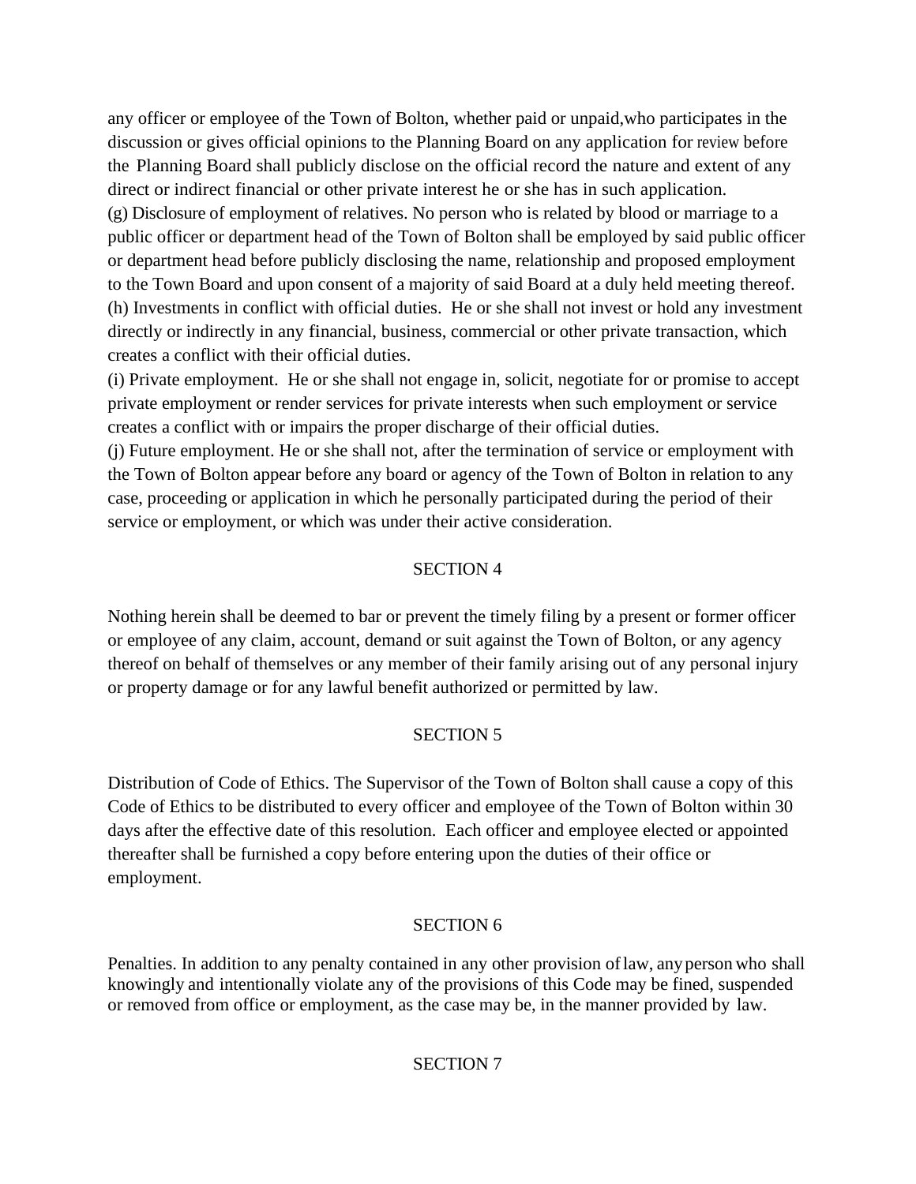any officer or employee of the Town of Bolton, whether paid or unpaid,who participates in the discussion or gives official opinions to the Planning Board on any application for review before the Planning Board shall publicly disclose on the official record the nature and extent of any direct or indirect financial or other private interest he or she has in such application.

(g) Disclosure of employment of relatives. No person who is related by blood or marriage to a public officer or department head of the Town of Bolton shall be employed by said public officer or department head before publicly disclosing the name, relationship and proposed employment to the Town Board and upon consent of a majority of said Board at a duly held meeting thereof.

(h) Investments in conflict with official duties. He or she shall not invest or hold any investment directly or indirectly in any financial, business, commercial or other private transaction, which creates a conflict with their official duties.

(i) Private employment. He or she shall not engage in, solicit, negotiate for or promise to accept private employment or render services for private interests when such employment or service creates a conflict with or impairs the proper discharge of their official duties.

(j) Future employment. He or she shall not, after the termination of service or employment with the Town of Bolton appear before any board or agency of the Town of Bolton in relation to any case, proceeding or application in which he personally participated during the period of their service or employment, or which was under their active consideration.

SECTION 4

Nothing herein shall be deemed to bar or prevent the timely filing by a present or former officer or employee of any claim, account, demand or suit against the Town of Bolton, or any agency thereof on behalf of themselves or any member of their family arising out of any personal injury or property damage or for any lawful benefit authorized or permitted by law.

SECTION 5

Distribution of Code of Ethics. The Supervisor of the Town of Bolton shall cause a copy of this Code of Ethics to be distributed to every officer and employee of the Town of Bolton within 30 days after the effective date of this resolution. Each officer and employee elected or appointed thereafter shall be furnished a copy before entering upon the duties of their office or employment.

SECTION 6

Penalties. In addition to any penalty contained in any other provision of law, any person who shall knowingly and intentionally violate any of the provisions of this Code may be fined, suspended or removed from office or employment, as the case may be, in the manner provided by law.

SECTION 7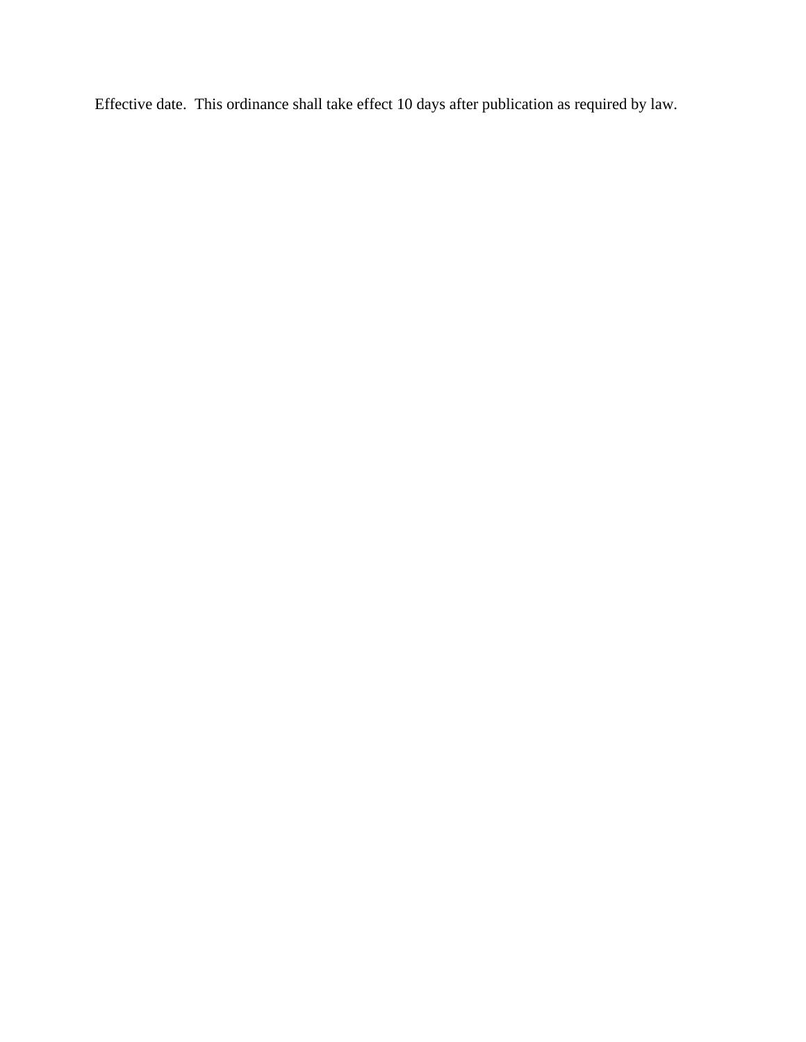Effective date. This ordinance shall take effect 10 days after publication as required by law.